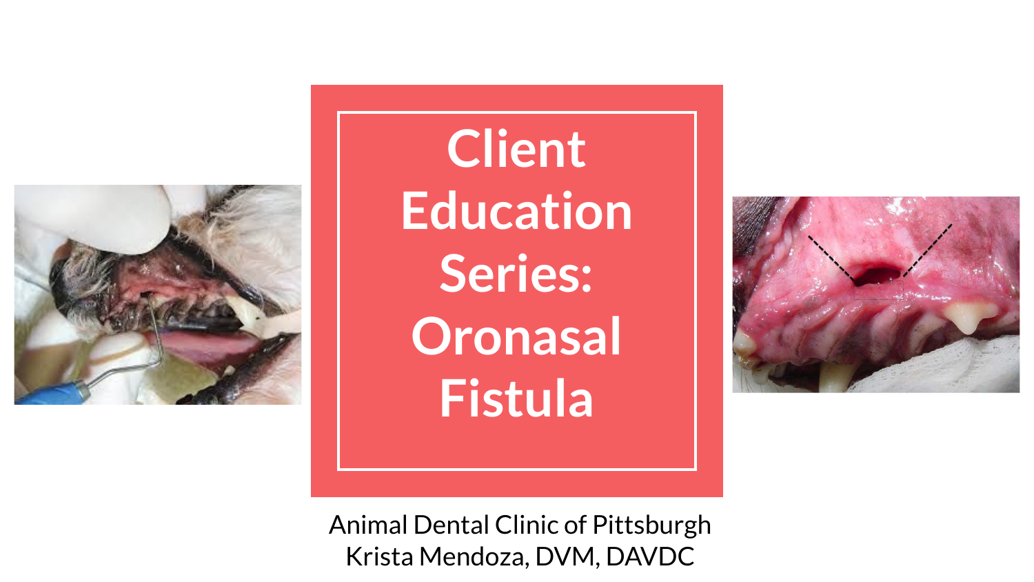# Client Education Series: Oronasal Fistula

Animal Dental Clinic of Pittsburgh
Krista Mendoza, DVM, DAVDC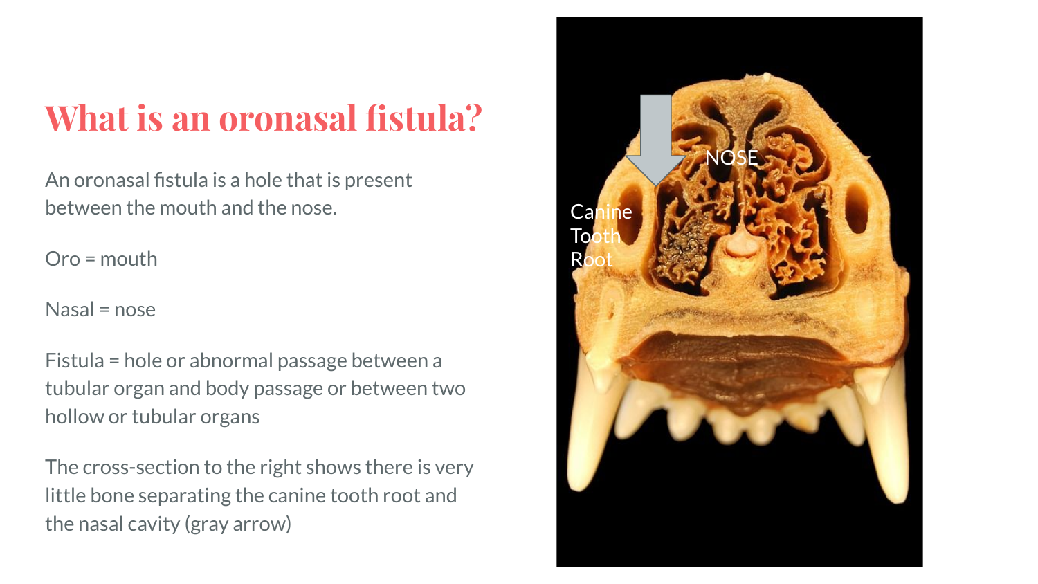# What is an oronasal fistula?

An oronasal fistula is a hole that is present between the mouth and the nose.

Oro = mouth

Nasal = nose

Fistula = hole or abnormal passage between a tubular organ and body passage or between two hollow or tubular organs

The cross-section to the right shows there is very little bone separating the canine tooth root and the nasal cavity (gray arrow)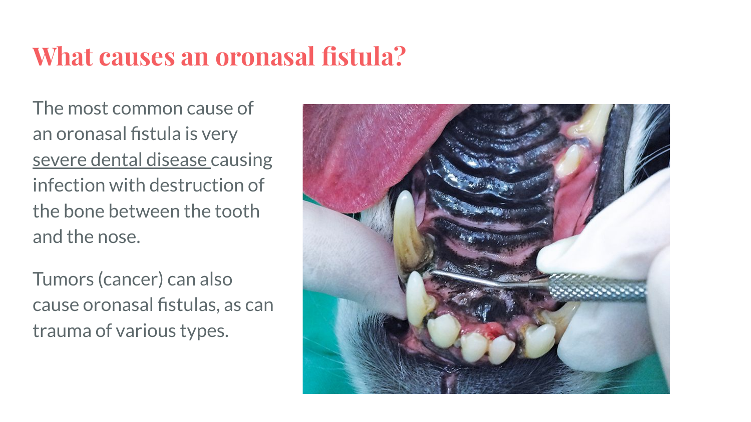# What causes an oronasal fistula?

The most common cause of an oronasal fistula is very severe dental disease causing infection with destruction of the bone between the tooth and the nose.

Tumors (cancer) can also cause oronasal fistulas, as can trauma of various types.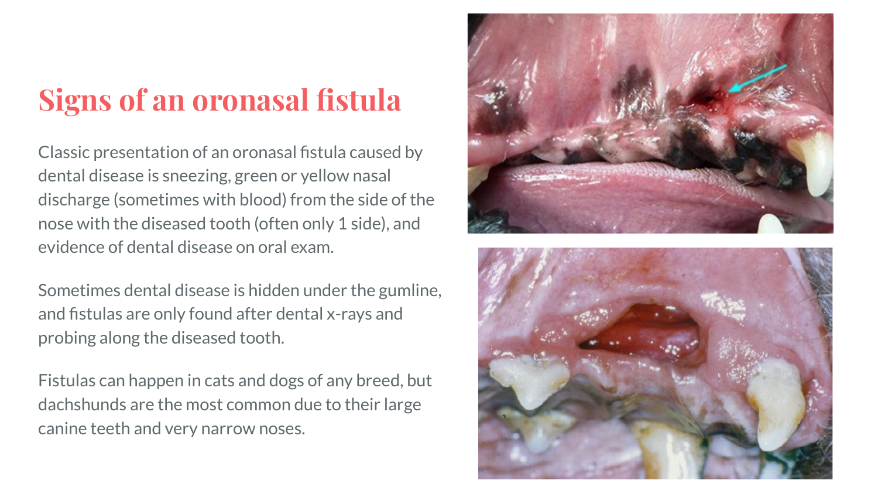# Signs of an oronasal fistula

Classic presentation of an oronasal fistula caused by dental disease is sneezing, green or yellow nasal discharge (sometimes with blood) from the side of the nose with the diseased tooth (often only 1 side), and evidence of dental disease on oral exam.

Sometimes dental disease is hidden under the gumline, and fistulas are only found after dental x-rays and probing along the diseased tooth.

Fistulas can happen in cats and dogs of any breed, but dachshunds are the most common due to their large canine teeth and very narrow noses.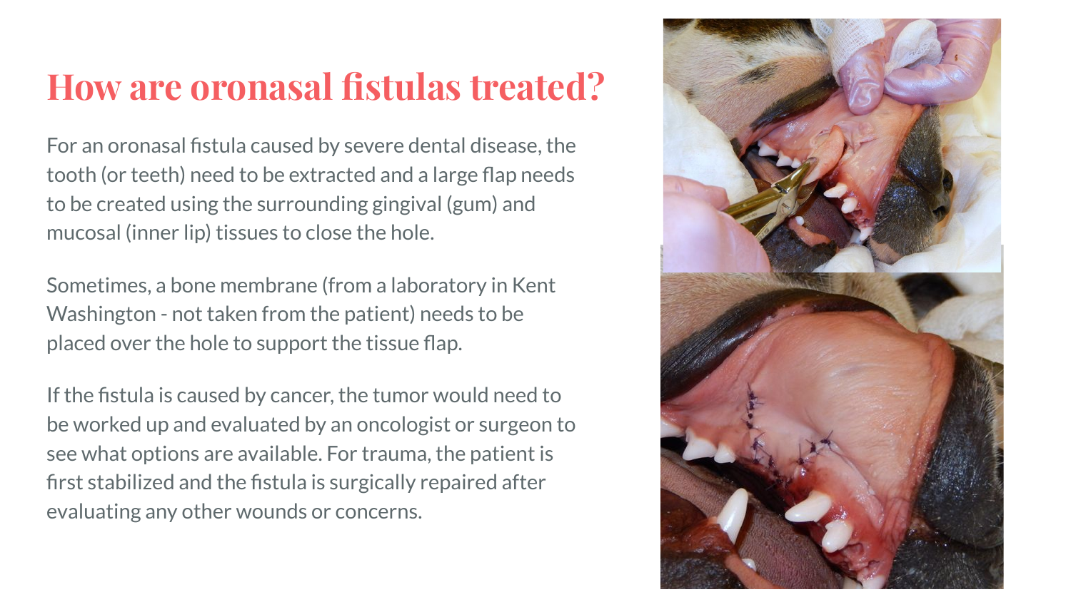# How are oronasal fistulas treated?

For an oronasal fistula caused by severe dental disease, the tooth (or teeth) need to be extracted and a large flap needs to be created using the surrounding gingival (gum) and mucosal (inner lip) tissues to close the hole.

Sometimes, a bone membrane (from a laboratory in Kent Washington - not taken from the patient) needs to be placed over the hole to support the tissue flap.

If the fistula is caused by cancer, the tumor would need to be worked up and evaluated by an oncologist or surgeon to see what options are available. For trauma, the patient is first stabilized and the fistula is surgically repaired after evaluating any other wounds or concerns.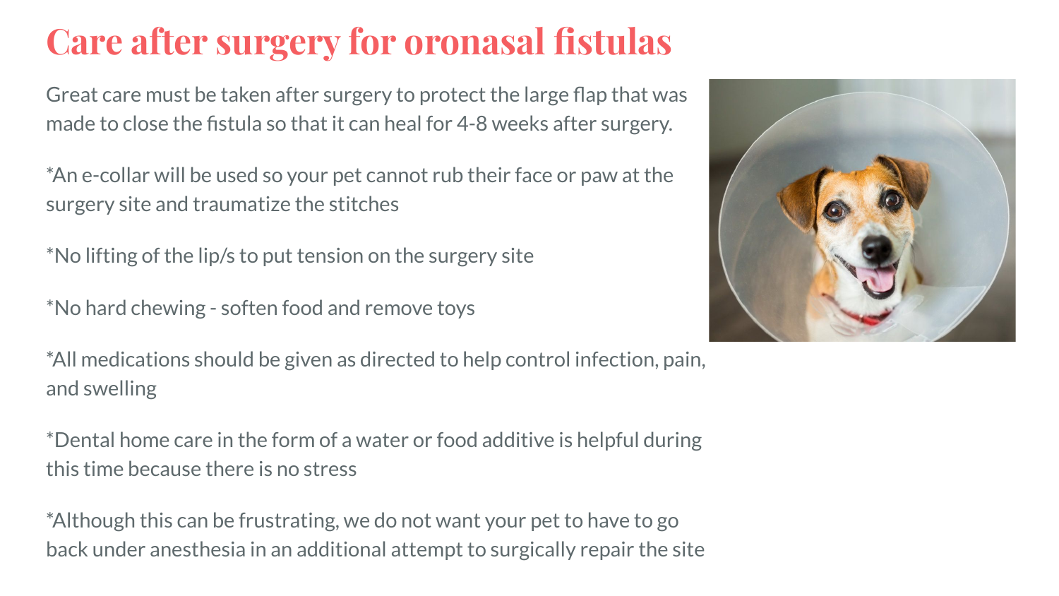# Care after surgery for oronasal fistulas

Great care must be taken after surgery to protect the large flap that was made to close the fistula so that it can heal for 4-8 weeks after surgery.

*An e-collar will be used so your pet cannot rub their face or paw at the surgery site and traumatize the stitches

*No lifting of the lip/s to put tension on the surgery site

*No hard chewing - soften food and remove toys

*All medications should be given as directed to help control infection, pain, and swelling

*Dental home care in the form of a water or food additive is helpful during this time because there is no stress

*Although this can be frustrating, we do not want your pet to have to go back under anesthesia in an additional attempt to surgically repair the site